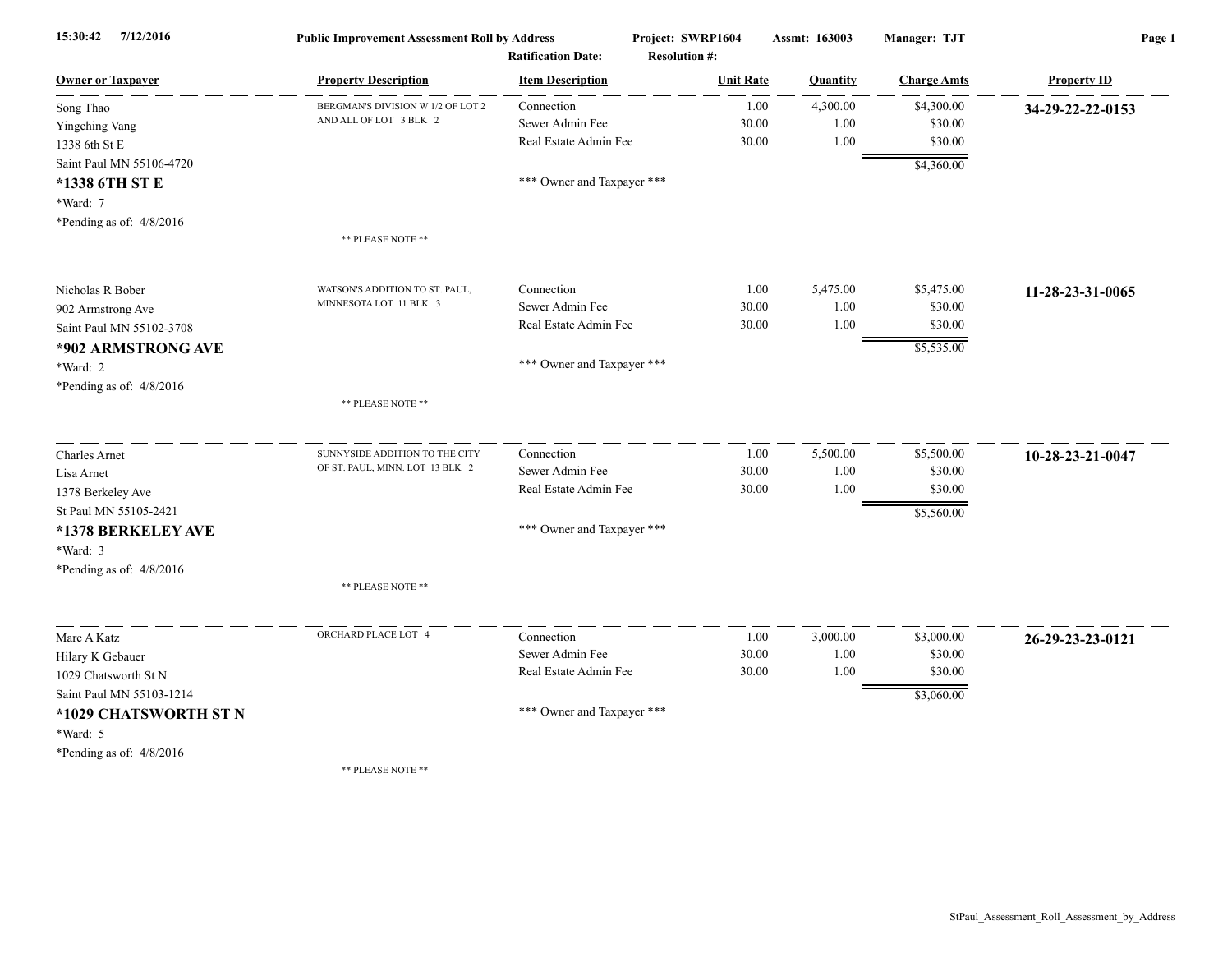**15:30:42 7/12/2016** **Public Improvement Assessment Roll by Address** **Project: SWRP1604** **Assmt: 163003** **Manager: TJT**

**Ratification Date:** **Resolution #:**

| Owner or Taxpayer | Property Description | Item Description | Unit Rate | Quantity | Charge Amts | Property ID |
|---|---|---|---|---|---|---|
| Song Thao<br>Yingching Vang<br>1338 6th St E<br>Saint Paul MN 55106-4720<br>**\*1338 6TH ST E**<br>\*Ward: 7<br>\*Pending as of: 4/8/2016 | BERGMAN'S DIVISION W 1/2 OF LOT 2 AND ALL OF LOT 3 BLK 2<br><br>** PLEASE NOTE ** | Connection<br>Sewer Admin Fee<br>Real Estate Admin Fee<br><br>*** Owner and Taxpayer *** | 1.00<br>30.00<br>30.00 | 4,300.00<br>1.00<br>1.00 | $4,300.00<br>$30.00<br>$30.00<br>$4,360.00 | **34-29-22-22-0153** |
| Nicholas R Bober<br>902 Armstrong Ave<br>Saint Paul MN 55102-3708<br>**\*902 ARMSTRONG AVE**<br>\*Ward: 2<br>\*Pending as of: 4/8/2016 | WATSON'S ADDITION TO ST. PAUL, MINNESOTA LOT 11 BLK 3<br><br>** PLEASE NOTE ** | Connection<br>Sewer Admin Fee<br>Real Estate Admin Fee<br><br>*** Owner and Taxpayer *** | 1.00<br>30.00<br>30.00 | 5,475.00<br>1.00<br>1.00 | $5,475.00<br>$30.00<br>$30.00<br>$5,535.00 | **11-28-23-31-0065** |
| Charles Arnet<br>Lisa Arnet<br>1378 Berkeley Ave<br>St Paul MN 55105-2421<br>**\*1378 BERKELEY AVE**<br>\*Ward: 3<br>\*Pending as of: 4/8/2016 | SUNNYSIDE ADDITION TO THE CITY OF ST. PAUL, MINN. LOT 13 BLK 2<br><br>** PLEASE NOTE ** | Connection<br>Sewer Admin Fee<br>Real Estate Admin Fee<br><br>*** Owner and Taxpayer *** | 1.00<br>30.00<br>30.00 | 5,500.00<br>1.00<br>1.00 | $5,500.00<br>$30.00<br>$30.00<br>$5,560.00 | **10-28-23-21-0047** |
| Marc A Katz<br>Hilary K Gebauer<br>1029 Chatsworth St N<br>Saint Paul MN 55103-1214<br>**\*1029 CHATSWORTH ST N**<br>\*Ward: 5<br>\*Pending as of: 4/8/2016 | ORCHARD PLACE LOT 4<br><br>** PLEASE NOTE ** | Connection<br>Sewer Admin Fee<br>Real Estate Admin Fee<br><br>*** Owner and Taxpayer *** | 1.00<br>30.00<br>30.00 | 3,000.00<br>1.00<br>1.00 | $3,000.00<br>$30.00<br>$30.00<br>$3,060.00 | **26-29-23-23-0121** |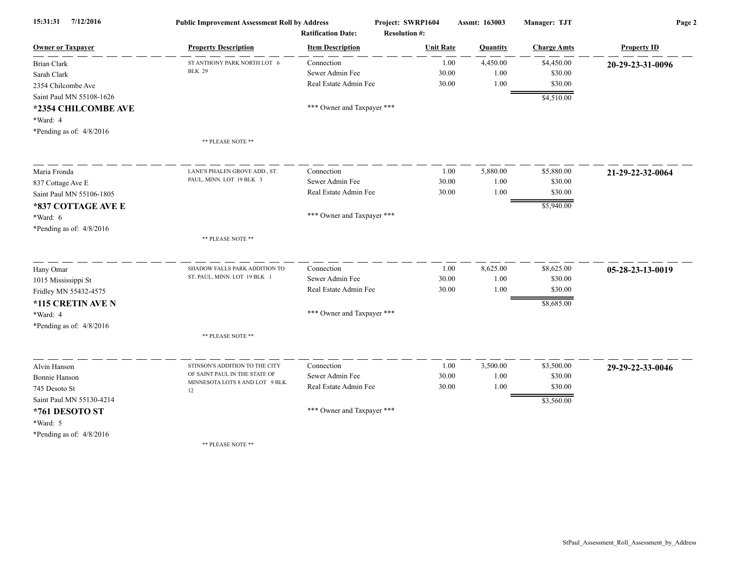Public Improvement Assessment Roll by Address

Project: SWRP1604 Assmt: 163003 Manager: TJT

Ratification Date: Resolution #:

| Owner or Taxpayer | Property Description | Item Description | Unit Rate | Quantity | Charge Amts | Property ID |
|---|---|---|---|---|---|---|
| Brian Clark<br>Sarah Clark<br>2354 Chilcombe Ave<br>Saint Paul MN 55108-1626<br>**\*2354 CHILCOMBE AVE**<br>*Ward: 4<br>*Pending as of: 4/8/2016 | ST ANTHONY PARK NORTH LOT 6 BLK 29<br><br>** PLEASE NOTE ** | Connection<br>Sewer Admin Fee<br>Real Estate Admin Fee<br><br>*** Owner and Taxpayer *** | 1.00<br>30.00<br>30.00 | 4,450.00<br>1.00<br>1.00 | $4,450.00<br>$30.00<br>$30.00<br>$4,510.00 | **20-29-23-31-0096** |
| Maria Fronda<br>837 Cottage Ave E<br>Saint Paul MN 55106-1805<br>**\*837 COTTAGE AVE E**<br>*Ward: 6<br>*Pending as of: 4/8/2016 | LANE'S PHALEN GROVE ADD., ST. PAUL, MINN. LOT 19 BLK 3<br><br>** PLEASE NOTE ** | Connection<br>Sewer Admin Fee<br>Real Estate Admin Fee<br><br>*** Owner and Taxpayer *** | 1.00<br>30.00<br>30.00 | 5,880.00<br>1.00<br>1.00 | $5,880.00<br>$30.00<br>$30.00<br>$5,940.00 | **21-29-22-32-0064** |
| Hany Omar<br>1015 Mississippi St<br>Fridley MN 55432-4575<br>**\*115 CRETIN AVE N**<br>*Ward: 4<br>*Pending as of: 4/8/2016 | SHADOW FALLS PARK ADDITION TO ST. PAUL, MINN. LOT 19 BLK 1<br><br>** PLEASE NOTE ** | Connection<br>Sewer Admin Fee<br>Real Estate Admin Fee<br><br>*** Owner and Taxpayer *** | 1.00<br>30.00<br>30.00 | 8,625.00<br>1.00<br>1.00 | $8,625.00<br>$30.00<br>$30.00<br>$8,685.00 | **05-28-23-13-0019** |
| Alvin Hanson<br>Bonnie Hanson<br>745 Desoto St<br>Saint Paul MN 55130-4214<br>**\*761 DESOTO ST**<br>*Ward: 5<br>*Pending as of: 4/8/2016 | STINSON'S ADDITION TO THE CITY OF SAINT PAUL IN THE STATE OF MINNESOTA LOTS 8 AND LOT 9 BLK 12<br><br>** PLEASE NOTE ** | Connection<br>Sewer Admin Fee<br>Real Estate Admin Fee<br><br>*** Owner and Taxpayer *** | 1.00<br>30.00<br>30.00 | 3,500.00<br>1.00<br>1.00 | $3,500.00<br>$30.00<br>$30.00<br>$3,560.00 | **29-29-22-33-0046** |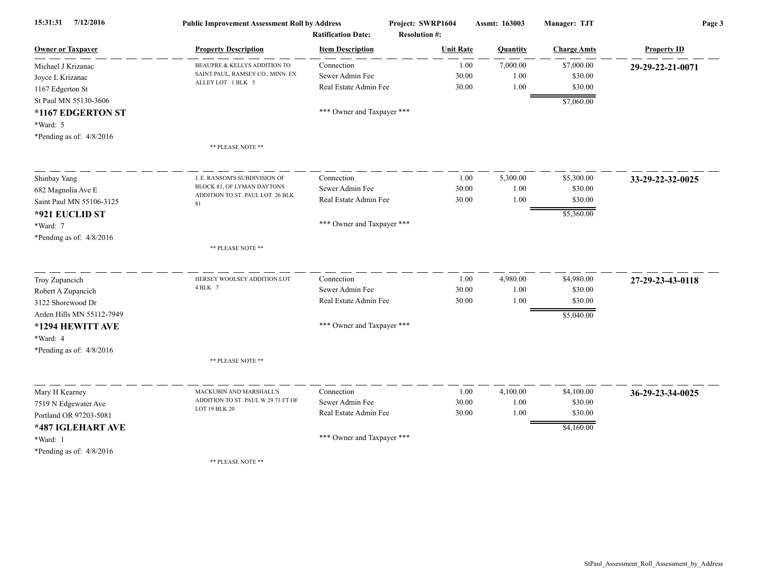**Public Improvement Assessment Roll by Address** — Project: SWRP1604 — Assmt: 163003 — Manager: TJT

Ratification Date: — Resolution #:

| Owner or Taxpayer | Property Description | Item Description | Unit Rate | Quantity | Charge Amts | Property ID |
|---|---|---|---|---|---|---|
| Michael J Krizanac<br>Joyce L Krizanac<br>1167 Edgerton St<br>St Paul MN 55130-3606<br>**\*1167 EDGERTON ST**<br>*Ward: 5<br>*Pending as of: 4/8/2016 | BEAUPRE & KELLYS ADDITION TO SAINT PAUL, RAMSEY CO., MINN. EX ALLEY LOT 1 BLK 5<br>** PLEASE NOTE ** | Connection<br>Sewer Admin Fee<br>Real Estate Admin Fee<br>*** Owner and Taxpayer *** | 1.00<br>30.00<br>30.00 | 7,000.00<br>1.00<br>1.00 | $7,000.00<br>$30.00<br>$30.00<br>**$7,060.00** | **29-29-22-21-0071** |
| Shinbay Yang<br>682 Magnolia Ave E<br>Saint Paul MN 55106-3125<br>**\*921 EUCLID ST**<br>*Ward: 7<br>*Pending as of: 4/8/2016 | J. E. RANSOM'S SUBDIVISION OF BLOCK 81, OF LYMAN DAYTONS ADDITION TO ST. PAUL LOT 26 BLK 81<br>** PLEASE NOTE ** | Connection<br>Sewer Admin Fee<br>Real Estate Admin Fee<br>*** Owner and Taxpayer *** | 1.00<br>30.00<br>30.00 | 5,300.00<br>1.00<br>1.00 | $5,300.00<br>$30.00<br>$30.00<br>**$5,360.00** | **33-29-22-32-0025** |
| Troy Zupancich<br>Robert A Zupancich<br>3122 Shorewood Dr<br>Arden Hills MN 55112-7949<br>**\*1294 HEWITT AVE**<br>*Ward: 4<br>*Pending as of: 4/8/2016 | HERSEY WOOLSEY ADDITION LOT 4 BLK 7<br>** PLEASE NOTE ** | Connection<br>Sewer Admin Fee<br>Real Estate Admin Fee<br>*** Owner and Taxpayer *** | 1.00<br>30.00<br>30.00 | 4,980.00<br>1.00<br>1.00 | $4,980.00<br>$30.00<br>$30.00<br>**$5,040.00** | **27-29-23-43-0118** |
| Mary H Kearney<br>7519 N Edgewater Ave<br>Portland OR 97203-5081<br>**\*487 IGLEHART AVE**<br>*Ward: 1<br>*Pending as of: 4/8/2016 | MACKUBIN AND MARSHALL'S ADDITION TO ST. PAUL W 29.73 FT OF LOT 19 BLK 20<br>** PLEASE NOTE ** | Connection<br>Sewer Admin Fee<br>Real Estate Admin Fee<br>*** Owner and Taxpayer *** | 1.00<br>30.00<br>30.00 | 4,100.00<br>1.00<br>1.00 | $4,100.00<br>$30.00<br>$30.00<br>**$4,160.00** | **36-29-23-34-0025** |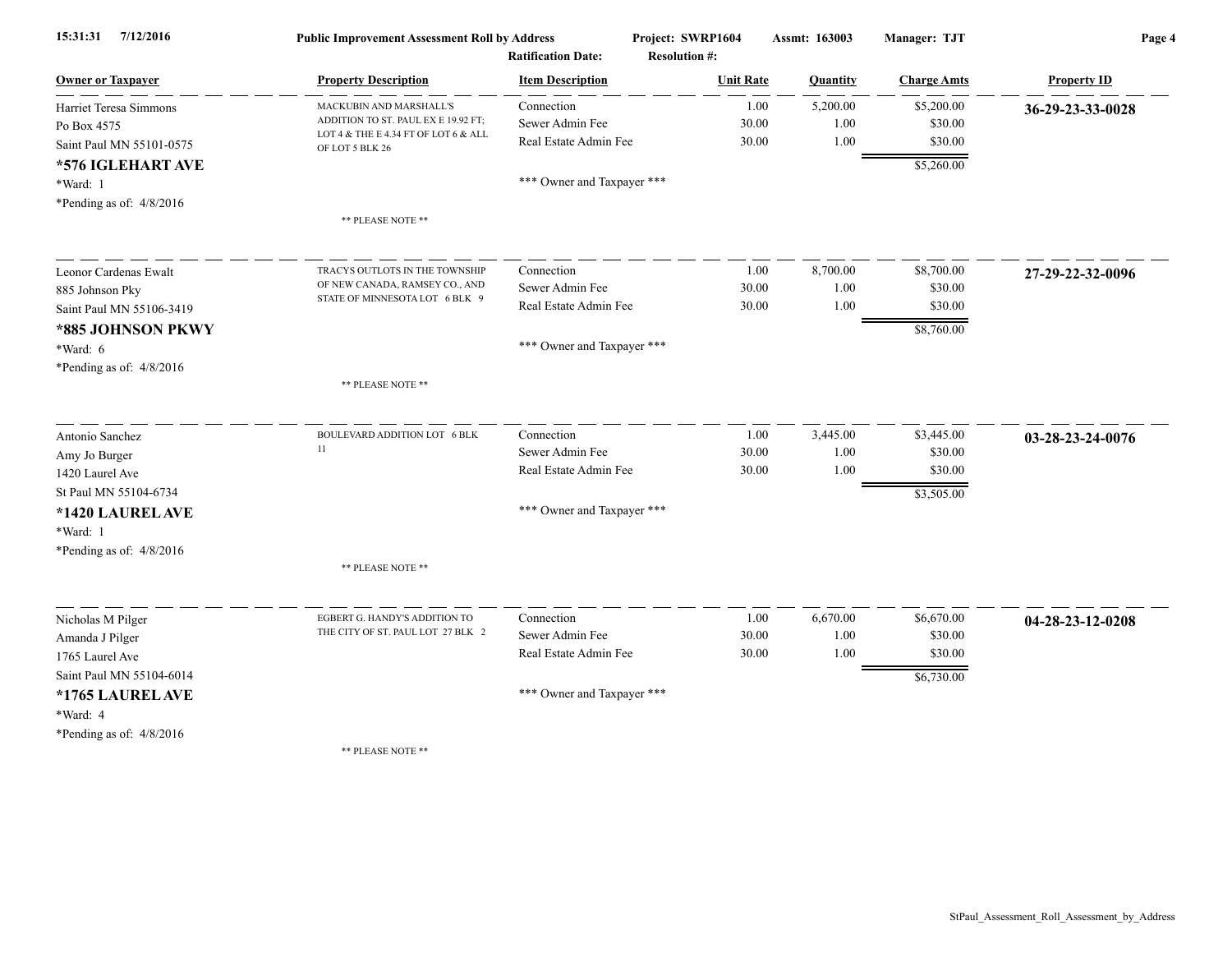**Public Improvement Assessment Roll by Address**

**Project: SWRP1604** **Assmt: 163003** **Manager: TJT**

**Ratification Date:** **Resolution #:**

| Owner or Taxpayer | Property Description | Item Description | Unit Rate | Quantity | Charge Amts | Property ID |
|---|---|---|---|---|---|---|
| Harriet Teresa Simmons<br>Po Box 4575<br>Saint Paul MN 55101-0575<br>**\*576 IGLEHART AVE**<br>\*Ward: 1<br>\*Pending as of: 4/8/2016 | MACKUBIN AND MARSHALL'S ADDITION TO ST. PAUL EX E 19.92 FT; LOT 4 & THE E 4.34 FT OF LOT 6 & ALL OF LOT 5 BLK 26<br><br>\*\* PLEASE NOTE \*\* | Connection<br>Sewer Admin Fee<br>Real Estate Admin Fee<br><br>\*\*\* Owner and Taxpayer \*\*\* | 1.00<br>30.00<br>30.00 | 5,200.00<br>1.00<br>1.00 | $5,200.00<br>$30.00<br>$30.00<br>$5,260.00 | **36-29-23-33-0028** |
| Leonor Cardenas Ewalt<br>885 Johnson Pky<br>Saint Paul MN 55106-3419<br>**\*885 JOHNSON PKWY**<br>\*Ward: 6<br>\*Pending as of: 4/8/2016 | TRACYS OUTLOTS IN THE TOWNSHIP OF NEW CANADA, RAMSEY CO., AND STATE OF MINNESOTA LOT 6 BLK 9<br><br>\*\* PLEASE NOTE \*\* | Connection<br>Sewer Admin Fee<br>Real Estate Admin Fee<br><br>\*\*\* Owner and Taxpayer \*\*\* | 1.00<br>30.00<br>30.00 | 8,700.00<br>1.00<br>1.00 | $8,700.00<br>$30.00<br>$30.00<br>$8,760.00 | **27-29-22-32-0096** |
| Antonio Sanchez<br>Amy Jo Burger<br>1420 Laurel Ave<br>St Paul MN 55104-6734<br>**\*1420 LAUREL AVE**<br>\*Ward: 1<br>\*Pending as of: 4/8/2016 | BOULEVARD ADDITION LOT 6 BLK 11<br><br>\*\* PLEASE NOTE \*\* | Connection<br>Sewer Admin Fee<br>Real Estate Admin Fee<br><br>\*\*\* Owner and Taxpayer \*\*\* | 1.00<br>30.00<br>30.00 | 3,445.00<br>1.00<br>1.00 | $3,445.00<br>$30.00<br>$30.00<br>$3,505.00 | **03-28-23-24-0076** |
| Nicholas M Pilger<br>Amanda J Pilger<br>1765 Laurel Ave<br>Saint Paul MN 55104-6014<br>**\*1765 LAUREL AVE**<br>\*Ward: 4<br>\*Pending as of: 4/8/2016 | EGBERT G. HANDY'S ADDITION TO THE CITY OF ST. PAUL LOT 27 BLK 2<br><br>\*\* PLEASE NOTE \*\* | Connection<br>Sewer Admin Fee<br>Real Estate Admin Fee<br><br>\*\*\* Owner and Taxpayer \*\*\* | 1.00<br>30.00<br>30.00 | 6,670.00<br>1.00<br>1.00 | $6,670.00<br>$30.00<br>$30.00<br>$6,730.00 | **04-28-23-12-0208** |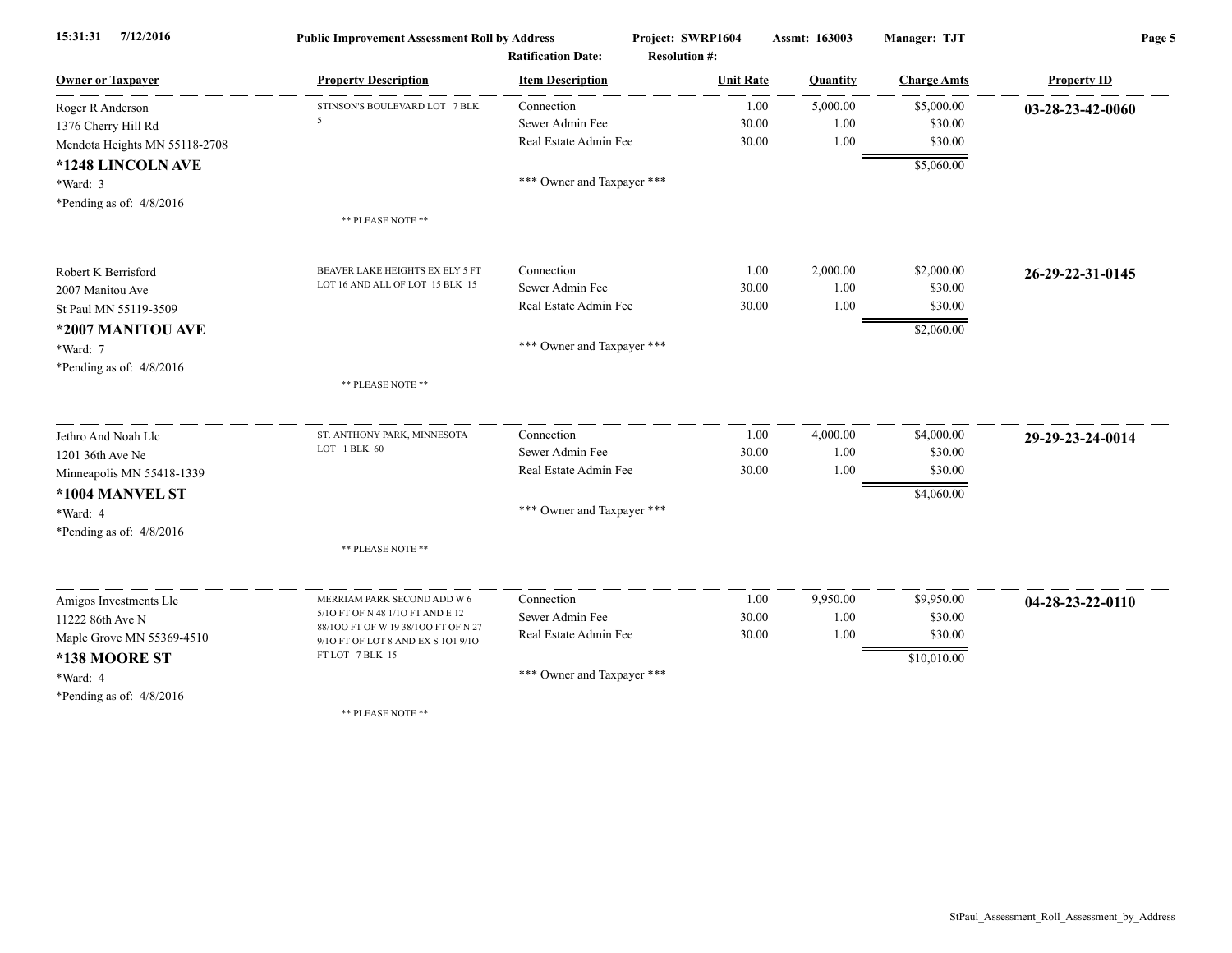| Owner or Taxpayer | Property Description | Item Description | Unit Rate | Quantity | Charge Amts | Property ID |
|---|---|---|---|---|---|---|
| Roger R Anderson<br>1376 Cherry Hill Rd<br>Mendota Heights MN 55118-2708<br>**\*1248 LINCOLN AVE**<br>\*Ward: 3<br>\*Pending as of: 4/8/2016 | STINSON'S BOULEVARD LOT 7 BLK 5<br><br>\*\* PLEASE NOTE \*\* | Connection<br>Sewer Admin Fee<br>Real Estate Admin Fee<br><br>\*\*\* Owner and Taxpayer \*\*\* | 1.00<br>30.00<br>30.00 | 5,000.00<br>1.00<br>1.00 | $5,000.00<br>$30.00<br>$30.00<br>$5,060.00 | **03-28-23-42-0060** |
| Robert K Berrisford<br>2007 Manitou Ave<br>St Paul MN 55119-3509<br>**\*2007 MANITOU AVE**<br>\*Ward: 7<br>\*Pending as of: 4/8/2016 | BEAVER LAKE HEIGHTS EX ELY 5 FT LOT 16 AND ALL OF LOT 15 BLK 15<br><br>\*\* PLEASE NOTE \*\* | Connection<br>Sewer Admin Fee<br>Real Estate Admin Fee<br><br>\*\*\* Owner and Taxpayer \*\*\* | 1.00<br>30.00<br>30.00 | 2,000.00<br>1.00<br>1.00 | $2,000.00<br>$30.00<br>$30.00<br>$2,060.00 | **26-29-22-31-0145** |
| Jethro And Noah Llc<br>1201 36th Ave Ne<br>Minneapolis MN 55418-1339<br>**\*1004 MANVEL ST**<br>\*Ward: 4<br>\*Pending as of: 4/8/2016 | ST. ANTHONY PARK, MINNESOTA LOT 1 BLK 60<br><br>\*\* PLEASE NOTE \*\* | Connection<br>Sewer Admin Fee<br>Real Estate Admin Fee<br><br>\*\*\* Owner and Taxpayer \*\*\* | 1.00<br>30.00<br>30.00 | 4,000.00<br>1.00<br>1.00 | $4,000.00<br>$30.00<br>$30.00<br>$4,060.00 | **29-29-23-24-0014** |
| Amigos Investments Llc<br>11222 86th Ave N<br>Maple Grove MN 55369-4510<br>**\*138 MOORE ST**<br>\*Ward: 4<br>\*Pending as of: 4/8/2016 | MERRIAM PARK SECOND ADD W 6 5/1O FT OF N 48 1/1O FT AND E 12 88/1OO FT OF W 19 38/1OO FT OF N 27 9/1O FT OF LOT 8 AND EX S 1O1 9/1O FT LOT 7 BLK 15<br><br>\*\* PLEASE NOTE \*\* | Connection<br>Sewer Admin Fee<br>Real Estate Admin Fee<br><br>\*\*\* Owner and Taxpayer \*\*\* | 1.00<br>30.00<br>30.00 | 9,950.00<br>1.00<br>1.00 | $9,950.00<br>$30.00<br>$30.00<br>$10,010.00 | **04-28-23-22-0110** |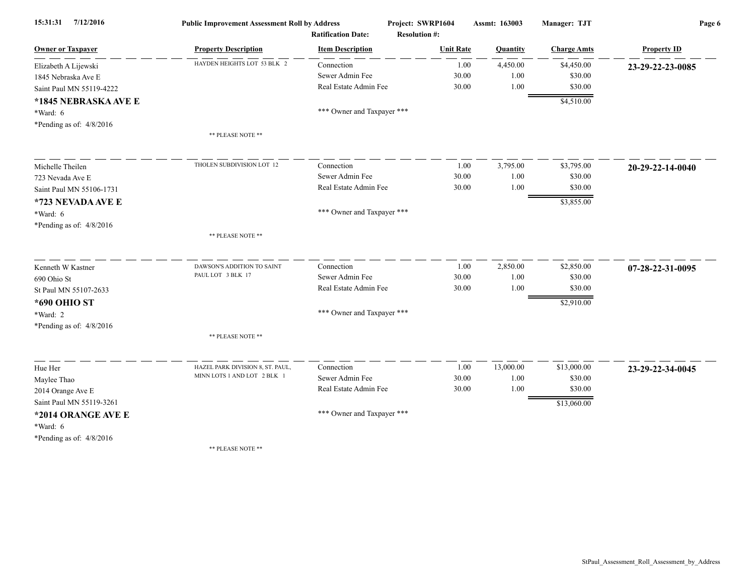| Owner or Taxpayer | Property Description | Item Description | Unit Rate | Quantity | Charge Amts | Property ID |
|---|---|---|---|---|---|---|
| Elizabeth A Lijewski | HAYDEN HEIGHTS LOT 53 BLK 2 | Connection | 1.00 | 4,450.00 | $4,450.00 | **23-29-22-23-0085** |
| 1845 Nebraska Ave E | | Sewer Admin Fee | 30.00 | 1.00 | $30.00 | |
| Saint Paul MN 55119-4222 | | Real Estate Admin Fee | 30.00 | 1.00 | $30.00 | |
| **\*1845 NEBRASKA AVE E** | | | | | $4,510.00 | |
| \*Ward: 6 | | \*\*\* Owner and Taxpayer \*\*\* | | | | |
| \*Pending as of: 4/8/2016 | | | | | | |
| | \*\* PLEASE NOTE \*\* | | | | | |
| Michelle Theilen | THOLEN SUBDIVISION LOT 12 | Connection | 1.00 | 3,795.00 | $3,795.00 | **20-29-22-14-0040** |
| 723 Nevada Ave E | | Sewer Admin Fee | 30.00 | 1.00 | $30.00 | |
| Saint Paul MN 55106-1731 | | Real Estate Admin Fee | 30.00 | 1.00 | $30.00 | |
| **\*723 NEVADA AVE E** | | | | | $3,855.00 | |
| \*Ward: 6 | | \*\*\* Owner and Taxpayer \*\*\* | | | | |
| \*Pending as of: 4/8/2016 | | | | | | |
| | \*\* PLEASE NOTE \*\* | | | | | |
| Kenneth W Kastner | DAWSON'S ADDITION TO SAINT PAUL LOT 3 BLK 17 | Connection | 1.00 | 2,850.00 | $2,850.00 | **07-28-22-31-0095** |
| 690 Ohio St | | Sewer Admin Fee | 30.00 | 1.00 | $30.00 | |
| St Paul MN 55107-2633 | | Real Estate Admin Fee | 30.00 | 1.00 | $30.00 | |
| **\*690 OHIO ST** | | | | | $2,910.00 | |
| \*Ward: 2 | | \*\*\* Owner and Taxpayer \*\*\* | | | | |
| \*Pending as of: 4/8/2016 | | | | | | |
| | \*\* PLEASE NOTE \*\* | | | | | |
| Hue Her | HAZEL PARK DIVISION 8, ST. PAUL, MINN LOTS 1 AND LOT 2 BLK 1 | Connection | 1.00 | 13,000.00 | $13,000.00 | **23-29-22-34-0045** |
| Maylee Thao | | Sewer Admin Fee | 30.00 | 1.00 | $30.00 | |
| 2014 Orange Ave E | | Real Estate Admin Fee | 30.00 | 1.00 | $30.00 | |
| Saint Paul MN 55119-3261 | | | | | $13,060.00 | |
| **\*2014 ORANGE AVE E** | | \*\*\* Owner and Taxpayer \*\*\* | | | | |
| \*Ward: 6 | | | | | | |
| \*Pending as of: 4/8/2016 | | | | | | |
| | \*\* PLEASE NOTE \*\* | | | | | |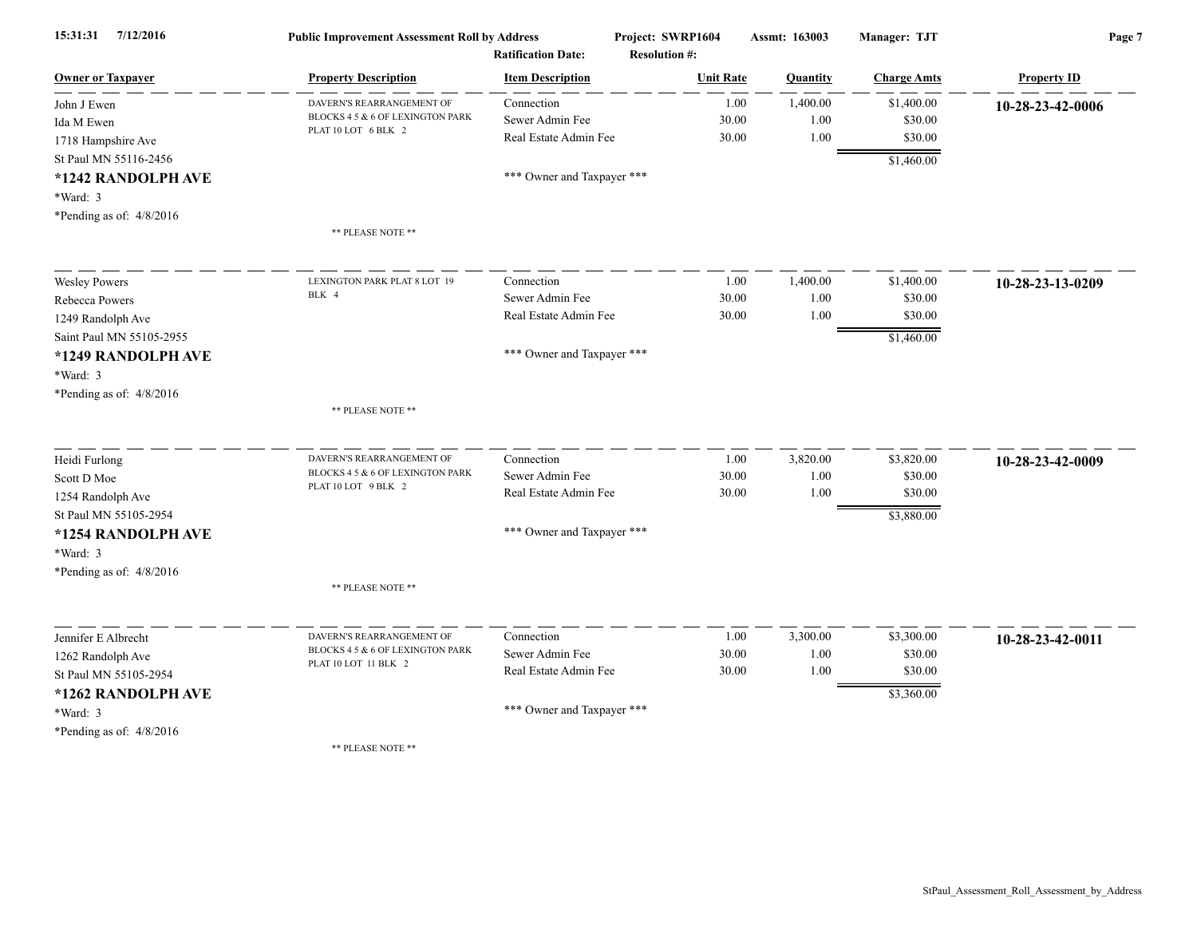**Public Improvement Assessment Roll by Address** | **Project: SWRP1604** | **Assmt: 163003** | **Manager: TJT**

**Ratification Date:** | **Resolution #:**

| Owner or Taxpayer | Property Description | Item Description | Unit Rate | Quantity | Charge Amts | Property ID |
|---|---|---|---|---|---|---|
| John J Ewen | DAVERN'S REARRANGEMENT OF BLOCKS 4 5 & 6 OF LEXINGTON PARK PLAT 10 LOT 6 BLK 2 | Connection | 1.00 | 1,400.00 | $1,400.00 | **10-28-23-42-0006** |
| Ida M Ewen | | Sewer Admin Fee | 30.00 | 1.00 | $30.00 | |
| 1718 Hampshire Ave | | Real Estate Admin Fee | 30.00 | 1.00 | $30.00 | |
| St Paul MN 55116-2456 | | | | | $1,460.00 | |
| **\*1242 RANDOLPH AVE** | | \*\*\* Owner and Taxpayer \*\*\* | | | | |
| \*Ward: 3 | | | | | | |
| \*Pending as of: 4/8/2016 | \*\* PLEASE NOTE \*\* | | | | | |
| Wesley Powers | LEXINGTON PARK PLAT 8 LOT 19 BLK 4 | Connection | 1.00 | 1,400.00 | $1,400.00 | **10-28-23-13-0209** |
| Rebecca Powers | | Sewer Admin Fee | 30.00 | 1.00 | $30.00 | |
| 1249 Randolph Ave | | Real Estate Admin Fee | 30.00 | 1.00 | $30.00 | |
| Saint Paul MN 55105-2955 | | | | | $1,460.00 | |
| **\*1249 RANDOLPH AVE** | | \*\*\* Owner and Taxpayer \*\*\* | | | | |
| \*Ward: 3 | | | | | | |
| \*Pending as of: 4/8/2016 | \*\* PLEASE NOTE \*\* | | | | | |
| Heidi Furlong | DAVERN'S REARRANGEMENT OF BLOCKS 4 5 & 6 OF LEXINGTON PARK PLAT 10 LOT 9 BLK 2 | Connection | 1.00 | 3,820.00 | $3,820.00 | **10-28-23-42-0009** |
| Scott D Moe | | Sewer Admin Fee | 30.00 | 1.00 | $30.00 | |
| 1254 Randolph Ave | | Real Estate Admin Fee | 30.00 | 1.00 | $30.00 | |
| St Paul MN 55105-2954 | | | | | $3,880.00 | |
| **\*1254 RANDOLPH AVE** | | \*\*\* Owner and Taxpayer \*\*\* | | | | |
| \*Ward: 3 | | | | | | |
| \*Pending as of: 4/8/2016 | \*\* PLEASE NOTE \*\* | | | | | |
| Jennifer E Albrecht | DAVERN'S REARRANGEMENT OF BLOCKS 4 5 & 6 OF LEXINGTON PARK PLAT 10 LOT 11 BLK 2 | Connection | 1.00 | 3,300.00 | $3,300.00 | **10-28-23-42-0011** |
| 1262 Randolph Ave | | Sewer Admin Fee | 30.00 | 1.00 | $30.00 | |
| St Paul MN 55105-2954 | | Real Estate Admin Fee | 30.00 | 1.00 | $30.00 | |
| **\*1262 RANDOLPH AVE** | | | | | $3,360.00 | |
| \*Ward: 3 | | \*\*\* Owner and Taxpayer \*\*\* | | | | |
| \*Pending as of: 4/8/2016 | \*\* PLEASE NOTE \*\* | | | | | |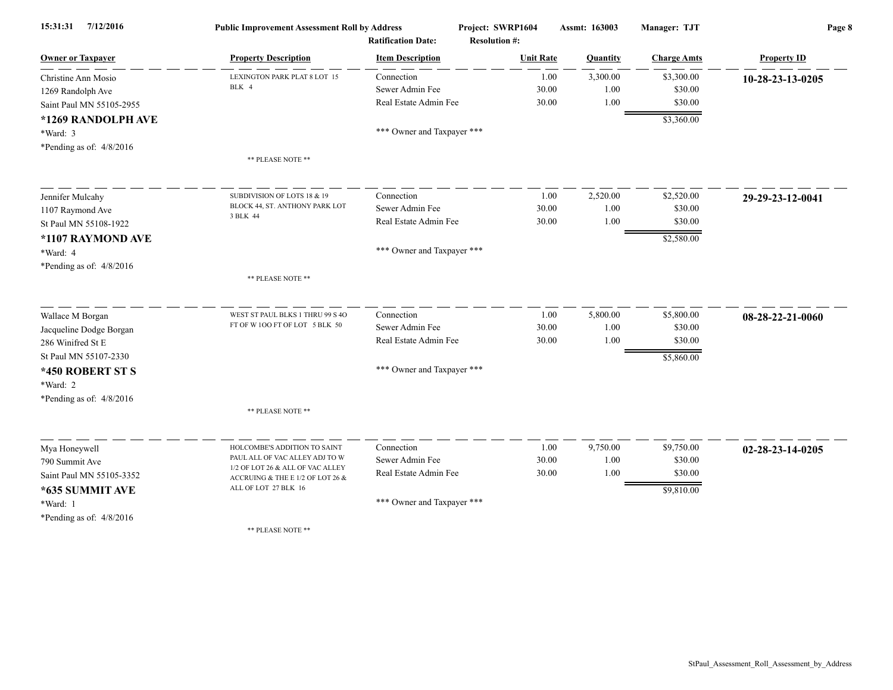**Public Improvement Assessment Roll by Address** | Project: SWRP1604 | Assmt: 163003 | Manager: TJT

Ratification Date: | Resolution #:

| Owner or Taxpayer | Property Description | Item Description | Unit Rate | Quantity | Charge Amts | Property ID |
|---|---|---|---|---|---|---|
| Christine Ann Mosio<br>1269 Randolph Ave<br>Saint Paul MN 55105-2955<br>**\*1269 RANDOLPH AVE**<br>\*Ward: 3<br>\*Pending as of: 4/8/2016 | LEXINGTON PARK PLAT 8 LOT 15 BLK 4<br><br>** PLEASE NOTE ** | Connection<br>Sewer Admin Fee<br>Real Estate Admin Fee<br><br>*** Owner and Taxpayer *** | 1.00<br>30.00<br>30.00 | 3,300.00<br>1.00<br>1.00 | $3,300.00<br>$30.00<br>$30.00<br>**$3,360.00** | **10-28-23-13-0205** |
| Jennifer Mulcahy<br>1107 Raymond Ave<br>St Paul MN 55108-1922<br>**\*1107 RAYMOND AVE**<br>\*Ward: 4<br>\*Pending as of: 4/8/2016 | SUBDIVISION OF LOTS 18 & 19 BLOCK 44, ST. ANTHONY PARK LOT 3 BLK 44<br><br>** PLEASE NOTE ** | Connection<br>Sewer Admin Fee<br>Real Estate Admin Fee<br><br>*** Owner and Taxpayer *** | 1.00<br>30.00<br>30.00 | 2,520.00<br>1.00<br>1.00 | $2,520.00<br>$30.00<br>$30.00<br>**$2,580.00** | **29-29-23-12-0041** |
| Wallace M Borgan<br>Jacqueline Dodge Borgan<br>286 Winifred St E<br>St Paul MN 55107-2330<br>**\*450 ROBERT ST S**<br>\*Ward: 2<br>\*Pending as of: 4/8/2016 | WEST ST PAUL BLKS 1 THRU 99 S 4O FT OF W 1OO FT OF LOT 5 BLK 50<br><br>** PLEASE NOTE ** | Connection<br>Sewer Admin Fee<br>Real Estate Admin Fee<br><br>*** Owner and Taxpayer *** | 1.00<br>30.00<br>30.00 | 5,800.00<br>1.00<br>1.00 | $5,800.00<br>$30.00<br>$30.00<br>**$5,860.00** | **08-28-22-21-0060** |
| Mya Honeywell<br>790 Summit Ave<br>Saint Paul MN 55105-3352<br>**\*635 SUMMIT AVE**<br>\*Ward: 1<br>\*Pending as of: 4/8/2016 | HOLCOMBE'S ADDITION TO SAINT PAUL ALL OF VAC ALLEY ADJ TO W 1/2 OF LOT 26 & ALL OF VAC ALLEY ACCRUING & THE E 1/2 OF LOT 26 & ALL OF LOT 27 BLK 16<br><br>** PLEASE NOTE ** | Connection<br>Sewer Admin Fee<br>Real Estate Admin Fee<br><br>*** Owner and Taxpayer *** | 1.00<br>30.00<br>30.00 | 9,750.00<br>1.00<br>1.00 | $9,750.00<br>$30.00<br>$30.00<br>**$9,810.00** | **02-28-23-14-0205** |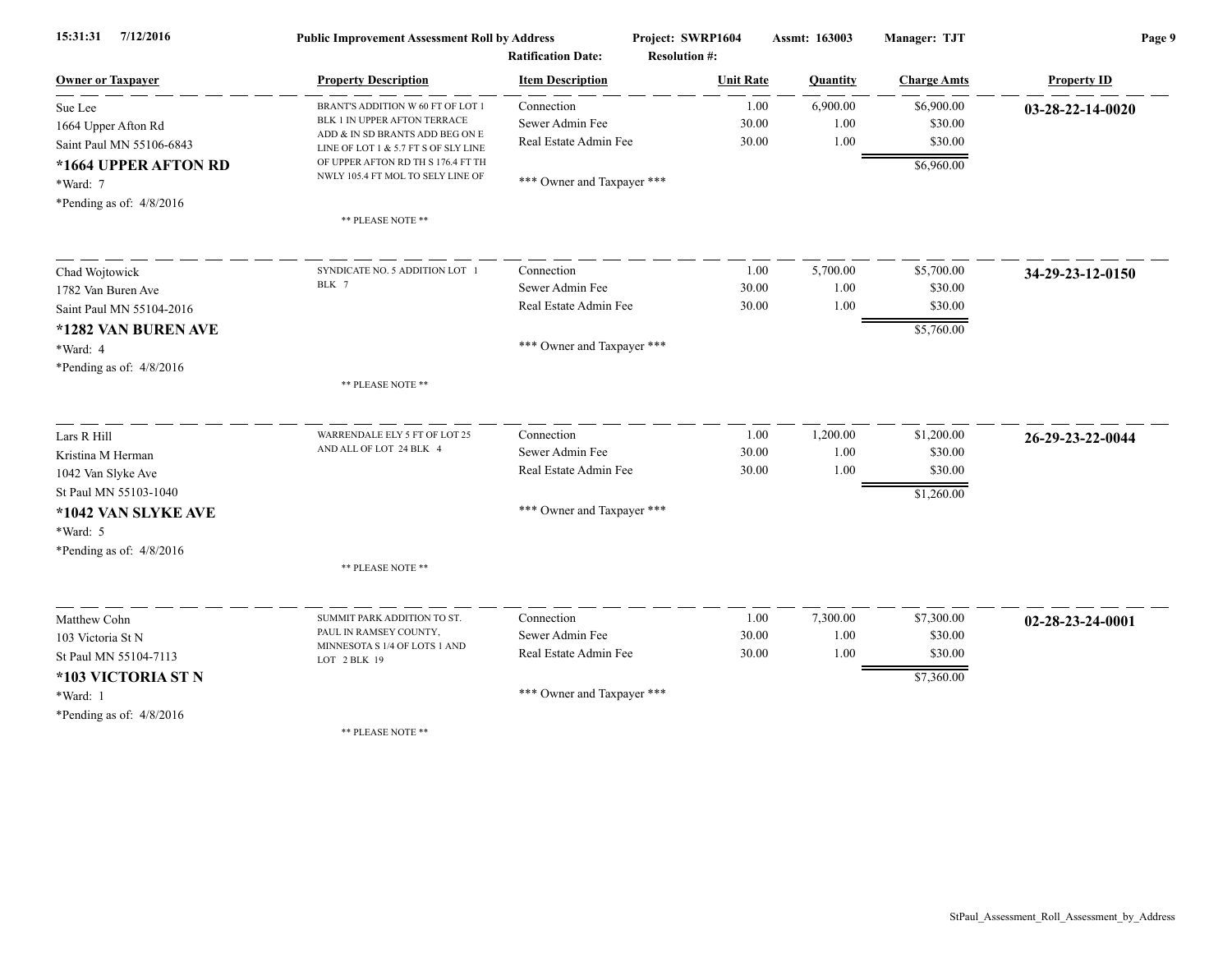Public Improvement Assessment Roll by Address

Project: SWRP1604 | Assmt: 163003 | Manager: TJT

Ratification Date: | Resolution #:

| Owner or Taxpayer | Property Description | Item Description | Unit Rate | Quantity | Charge Amts | Property ID |
|---|---|---|---|---|---|---|
| Sue Lee<br>1664 Upper Afton Rd<br>Saint Paul MN 55106-6843<br>**\*1664 UPPER AFTON RD**<br>\*Ward: 7<br>\*Pending as of: 4/8/2016 | BRANT'S ADDITION W 60 FT OF LOT 1 BLK 1 IN UPPER AFTON TERRACE ADD & IN SD BRANTS ADD BEG ON E LINE OF LOT 1 & 5.7 FT S OF SLY LINE OF UPPER AFTON RD TH S 176.4 FT TH NWLY 105.4 FT MOL TO SELY LINE OF<br>** PLEASE NOTE ** | Connection<br>Sewer Admin Fee<br>Real Estate Admin Fee<br>*** Owner and Taxpayer *** | 1.00<br>30.00<br>30.00 | 6,900.00<br>1.00<br>1.00 | $6,900.00<br>$30.00<br>$30.00<br>$6,960.00 | **03-28-22-14-0020** |
| Chad Wojtowick<br>1782 Van Buren Ave<br>Saint Paul MN 55104-2016<br>**\*1282 VAN BUREN AVE**<br>\*Ward: 4<br>\*Pending as of: 4/8/2016 | SYNDICATE NO. 5 ADDITION LOT 1 BLK 7<br>** PLEASE NOTE ** | Connection<br>Sewer Admin Fee<br>Real Estate Admin Fee<br>*** Owner and Taxpayer *** | 1.00<br>30.00<br>30.00 | 5,700.00<br>1.00<br>1.00 | $5,700.00<br>$30.00<br>$30.00<br>$5,760.00 | **34-29-23-12-0150** |
| Lars R Hill<br>Kristina M Herman<br>1042 Van Slyke Ave<br>St Paul MN 55103-1040<br>**\*1042 VAN SLYKE AVE**<br>\*Ward: 5<br>\*Pending as of: 4/8/2016 | WARRENDALE ELY 5 FT OF LOT 25 AND ALL OF LOT 24 BLK 4<br>** PLEASE NOTE ** | Connection<br>Sewer Admin Fee<br>Real Estate Admin Fee<br>*** Owner and Taxpayer *** | 1.00<br>30.00<br>30.00 | 1,200.00<br>1.00<br>1.00 | $1,200.00<br>$30.00<br>$30.00<br>$1,260.00 | **26-29-23-22-0044** |
| Matthew Cohn<br>103 Victoria St N<br>St Paul MN 55104-7113<br>**\*103 VICTORIA ST N**<br>\*Ward: 1<br>\*Pending as of: 4/8/2016 | SUMMIT PARK ADDITION TO ST. PAUL IN RAMSEY COUNTY, MINNESOTA S 1/4 OF LOTS 1 AND LOT 2 BLK 19<br>** PLEASE NOTE ** | Connection<br>Sewer Admin Fee<br>Real Estate Admin Fee<br>*** Owner and Taxpayer *** | 1.00<br>30.00<br>30.00 | 7,300.00<br>1.00<br>1.00 | $7,300.00<br>$30.00<br>$30.00<br>$7,360.00 | **02-28-23-24-0001** |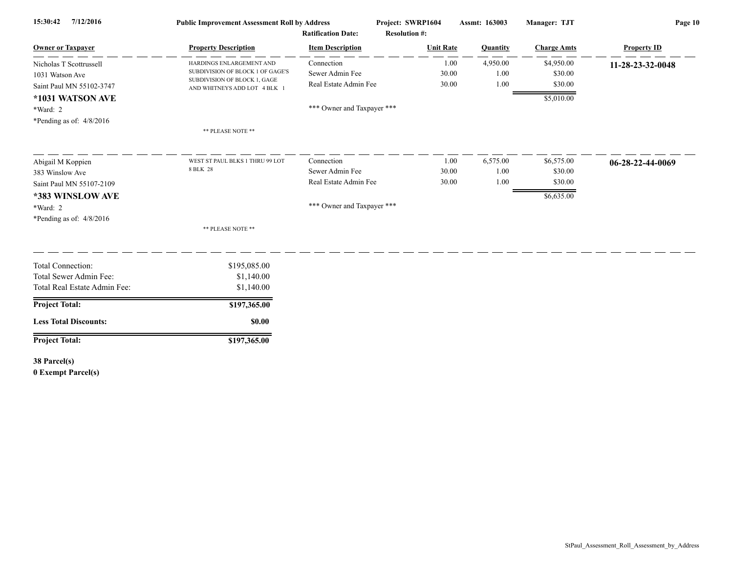| Owner or Taxpayer | Property Description | Item Description | Unit Rate | Quantity | Charge Amts | Property ID |
|---|---|---|---|---|---|---|
| Nicholas T Scottrussell<br>1031 Watson Ave<br>Saint Paul MN 55102-3747<br>**\*1031 WATSON AVE**<br>\*Ward: 2<br>\*Pending as of: 4/8/2016 | HARDINGS ENLARGEMENT AND SUBDIVISION OF BLOCK 1 OF GAGE'S SUBDIVISION OF BLOCK 1, GAGE AND WHITNEYS ADD LOT 4 BLK 1<br><br>** PLEASE NOTE ** | Connection | 1.00 | 4,950.00 | $4,950.00 | **11-28-23-32-0048** |
| | | Sewer Admin Fee | 30.00 | 1.00 | $30.00 | |
| | | Real Estate Admin Fee | 30.00 | 1.00 | $30.00 | |
| | | | | | $5,010.00 | |
| | | *** Owner and Taxpayer *** | | | | |
| Abigail M Koppien<br>383 Winslow Ave<br>Saint Paul MN 55107-2109<br>**\*383 WINSLOW AVE**<br>\*Ward: 2<br>\*Pending as of: 4/8/2016 | WEST ST PAUL BLKS 1 THRU 99 LOT 8 BLK 28<br><br>** PLEASE NOTE ** | Connection | 1.00 | 6,575.00 | $6,575.00 | **06-28-22-44-0069** |
| | | Sewer Admin Fee | 30.00 | 1.00 | $30.00 | |
| | | Real Estate Admin Fee | 30.00 | 1.00 | $30.00 | |
| | | | | | $6,635.00 | |
| | | *** Owner and Taxpayer *** | | | | |

| | |
|---|---|
| Total Connection: | $195,085.00 |
| Total Sewer Admin Fee: | $1,140.00 |
| Total Real Estate Admin Fee: | $1,140.00 |
| **Project Total:** | **$197,365.00** |
| **Less Total Discounts:** | **$0.00** |
| **Project Total:** | **$197,365.00** |

**38 Parcel(s)**
**0 Exempt Parcel(s)**